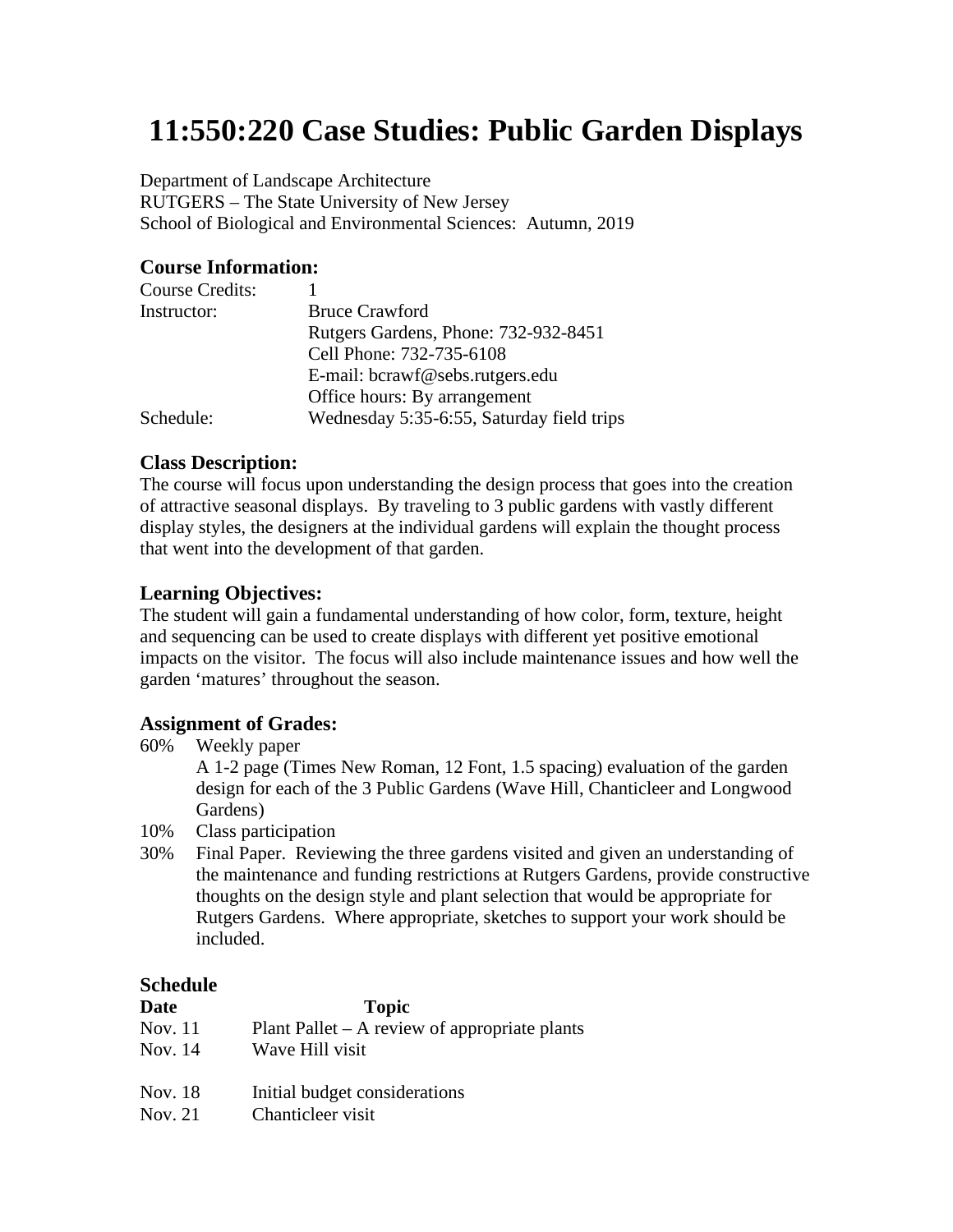# 11:550:220 Case Studies: Public Garden Displays

Department of Landscape Architecture
RUTGERS – The State University of New Jersey
School of Biological and Environmental Sciences: Autumn, 2019

### Course Information:

| | |
|---|---|
| Course Credits: | 1 |
| Instructor: | Bruce Crawford<br>Rutgers Gardens, Phone: 732-932-8451<br>Cell Phone: 732-735-6108<br>E-mail: bcrawf@sebs.rutgers.edu<br>Office hours: By arrangement |
| Schedule: | Wednesday 5:35-6:55, Saturday field trips |

### Class Description:

The course will focus upon understanding the design process that goes into the creation of attractive seasonal displays. By traveling to 3 public gardens with vastly different display styles, the designers at the individual gardens will explain the thought process that went into the development of that garden.

### Learning Objectives:

The student will gain a fundamental understanding of how color, form, texture, height and sequencing can be used to create displays with different yet positive emotional impacts on the visitor. The focus will also include maintenance issues and how well the garden 'matures' throughout the season.

### Assignment of Grades:

- 60% Weekly paper
  A 1-2 page (Times New Roman, 12 Font, 1.5 spacing) evaluation of the garden design for each of the 3 Public Gardens (Wave Hill, Chanticleer and Longwood Gardens)
- 10% Class participation
- 30% Final Paper. Reviewing the three gardens visited and given an understanding of the maintenance and funding restrictions at Rutgers Gardens, provide constructive thoughts on the design style and plant selection that would be appropriate for Rutgers Gardens. Where appropriate, sketches to support your work should be included.

### Schedule

| Date | Topic |
|---|---|
| Nov. 11 | Plant Pallet – A review of appropriate plants |
| Nov. 14 | Wave Hill visit |
| Nov. 18 | Initial budget considerations |
| Nov. 21 | Chanticleer visit |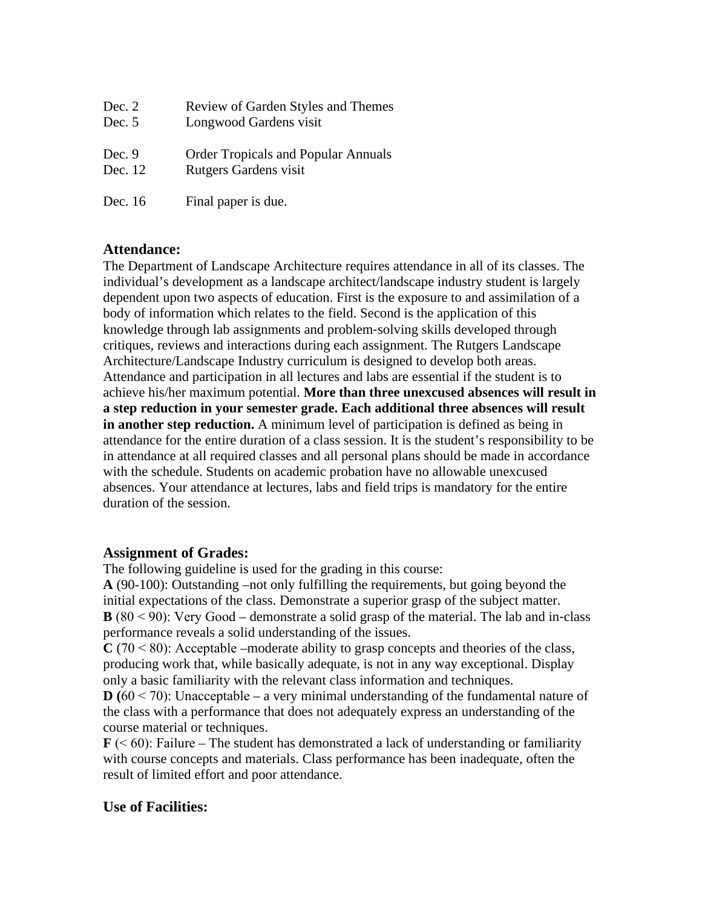| | |
|---|---|
| Dec. 2 | Review of Garden Styles and Themes |
| Dec. 5 | Longwood Gardens visit |
| Dec. 9 | Order Tropicals and Popular Annuals |
| Dec. 12 | Rutgers Gardens visit |
| Dec. 16 | Final paper is due. |

### Attendance:

The Department of Landscape Architecture requires attendance in all of its classes. The individual's development as a landscape architect/landscape industry student is largely dependent upon two aspects of education. First is the exposure to and assimilation of a body of information which relates to the field. Second is the application of this knowledge through lab assignments and problem-solving skills developed through critiques, reviews and interactions during each assignment. The Rutgers Landscape Architecture/Landscape Industry curriculum is designed to develop both areas. Attendance and participation in all lectures and labs are essential if the student is to achieve his/her maximum potential. **More than three unexcused absences will result in a step reduction in your semester grade. Each additional three absences will result in another step reduction.** A minimum level of participation is defined as being in attendance for the entire duration of a class session. It is the student's responsibility to be in attendance at all required classes and all personal plans should be made in accordance with the schedule. Students on academic probation have no allowable unexcused absences. Your attendance at lectures, labs and field trips is mandatory for the entire duration of the session.

### Assignment of Grades:

The following guideline is used for the grading in this course:

**A** (90-100): Outstanding –not only fulfilling the requirements, but going beyond the initial expectations of the class. Demonstrate a superior grasp of the subject matter.

**B** (80 < 90): Very Good – demonstrate a solid grasp of the material. The lab and in-class performance reveals a solid understanding of the issues.

**C** (70 < 80): Acceptable –moderate ability to grasp concepts and theories of the class, producing work that, while basically adequate, is not in any way exceptional. Display only a basic familiarity with the relevant class information and techniques.

**D (**60 < 70): Unacceptable – a very minimal understanding of the fundamental nature of the class with a performance that does not adequately express an understanding of the course material or techniques.

**F** (< 60): Failure – The student has demonstrated a lack of understanding or familiarity with course concepts and materials. Class performance has been inadequate, often the result of limited effort and poor attendance.

### Use of Facilities: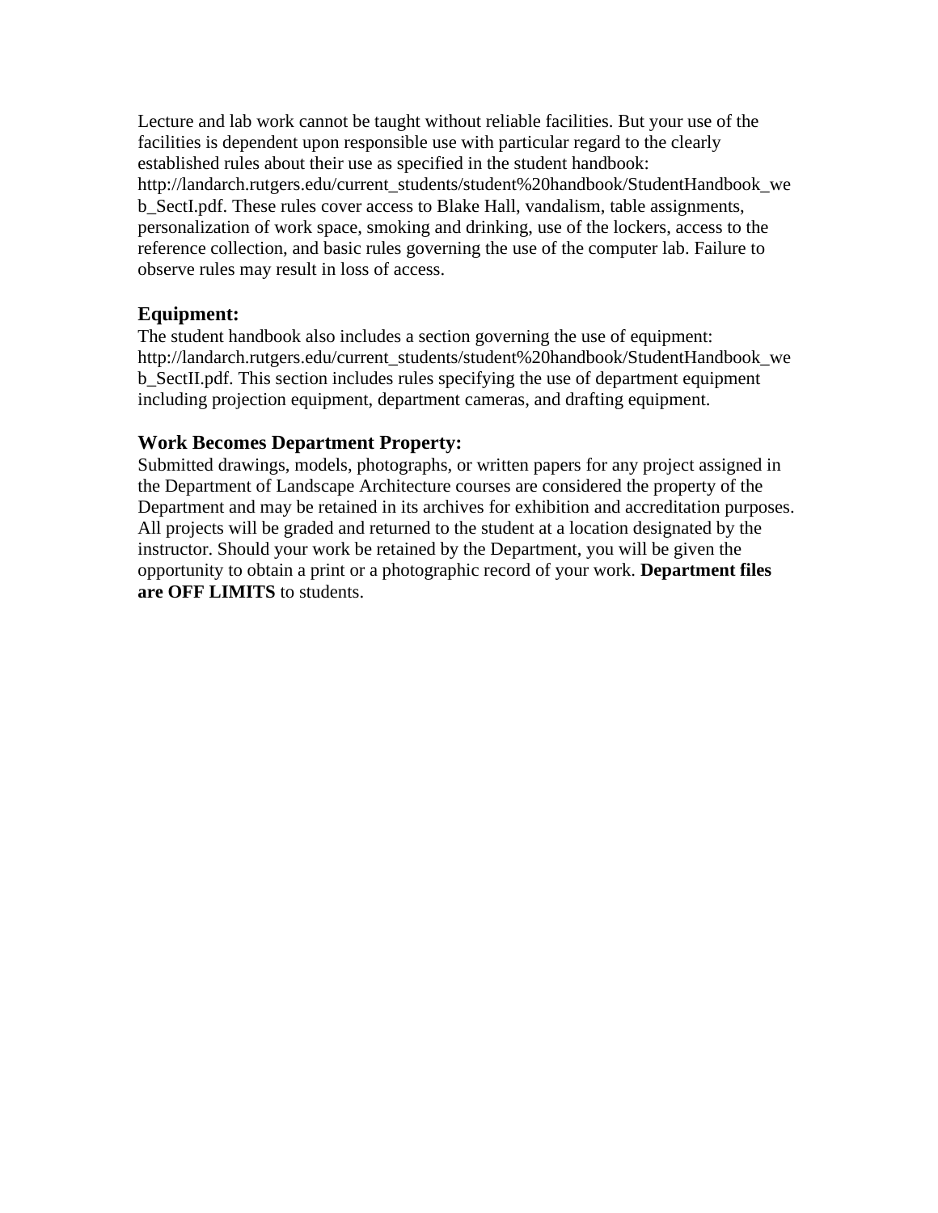Lecture and lab work cannot be taught without reliable facilities. But your use of the facilities is dependent upon responsible use with particular regard to the clearly established rules about their use as specified in the student handbook: http://landarch.rutgers.edu/current_students/student%20handbook/StudentHandbook_web_SectI.pdf. These rules cover access to Blake Hall, vandalism, table assignments, personalization of work space, smoking and drinking, use of the lockers, access to the reference collection, and basic rules governing the use of the computer lab. Failure to observe rules may result in loss of access.

### Equipment:

The student handbook also includes a section governing the use of equipment: http://landarch.rutgers.edu/current_students/student%20handbook/StudentHandbook_web_SectII.pdf. This section includes rules specifying the use of department equipment including projection equipment, department cameras, and drafting equipment.

### Work Becomes Department Property:

Submitted drawings, models, photographs, or written papers for any project assigned in the Department of Landscape Architecture courses are considered the property of the Department and may be retained in its archives for exhibition and accreditation purposes. All projects will be graded and returned to the student at a location designated by the instructor. Should your work be retained by the Department, you will be given the opportunity to obtain a print or a photographic record of your work. **Department files are OFF LIMITS** to students.